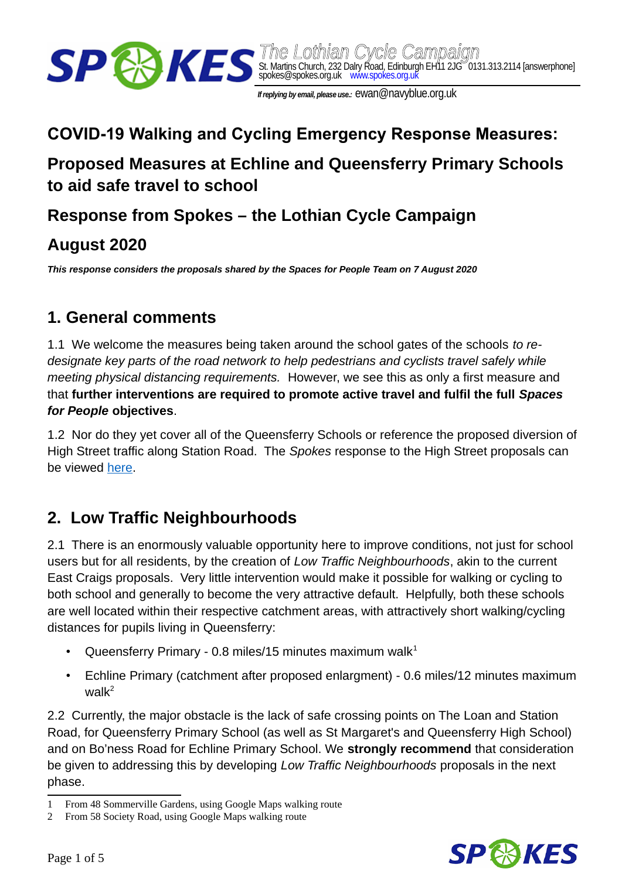SPOKES The Lothian Cycle Campaign
St. Martins Church, 232 Dalry Road, Edinburgh EH11 2JG 0131.313.2114 [answerphone]
spokes@spokes.org.uk www.spokes.org.uk

*If replying by email, please use.:* ewan@navyblue.org.uk

# COVID-19 Walking and Cycling Emergency Response Measures:

# Proposed Measures at Echline and Queensferry Primary Schools to aid safe travel to school

# Response from Spokes – the Lothian Cycle Campaign

# August 2020

***This response considers the proposals shared by the Spaces for People Team on 7 August 2020***

## 1. General comments

1.1 We welcome the measures being taken around the school gates of the schools *to re-designate key parts of the road network to help pedestrians and cyclists travel safely while meeting physical distancing requirements.* However, we see this as only a first measure and that **further interventions are required to promote active travel and fulfil the full *Spaces for People* objectives**.

1.2 Nor do they yet cover all of the Queensferry Schools or reference the proposed diversion of High Street traffic along Station Road. The *Spokes* response to the High Street proposals can be viewed here.

## 2. Low Traffic Neighbourhoods

2.1 There is an enormously valuable opportunity here to improve conditions, not just for school users but for all residents, by the creation of *Low Traffic Neighbourhoods*, akin to the current East Craigs proposals. Very little intervention would make it possible for walking or cycling to both school and generally to become the very attractive default. Helpfully, both these schools are well located within their respective catchment areas, with attractively short walking/cycling distances for pupils living in Queensferry:

- Queensferry Primary - 0.8 miles/15 minutes maximum walk[1]
- Echline Primary (catchment after proposed enlargment) - 0.6 miles/12 minutes maximum walk[2]

2.2 Currently, the major obstacle is the lack of safe crossing points on The Loan and Station Road, for Queensferry Primary School (as well as St Margaret's and Queensferry High School) and on Bo'ness Road for Echline Primary School. We **strongly recommend** that consideration be given to addressing this by developing *Low Traffic Neighbourhoods* proposals in the next phase.

1 From 48 Sommerville Gardens, using Google Maps walking route
2 From 58 Society Road, using Google Maps walking route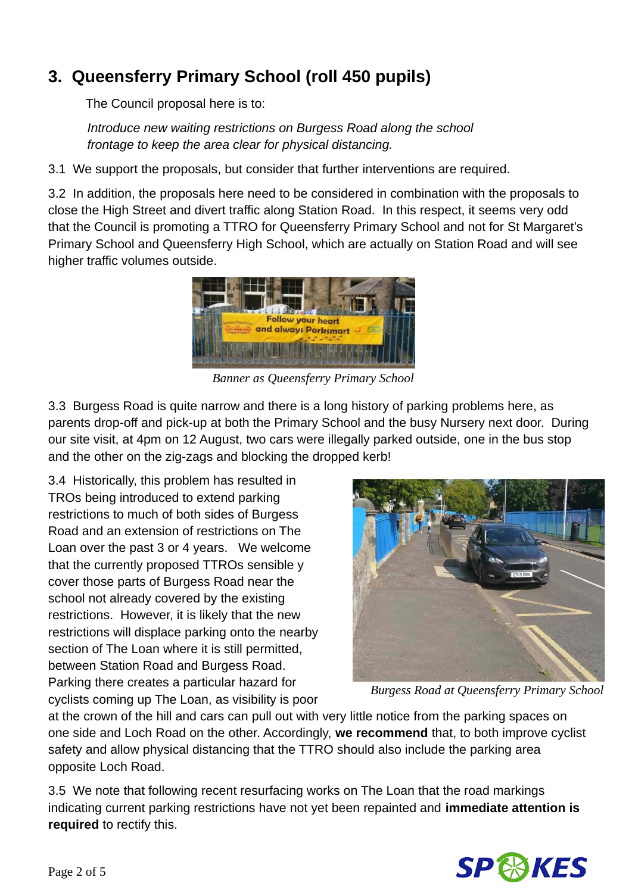## 3. Queensferry Primary School (roll 450 pupils)

The Council proposal here is to:

*Introduce new waiting restrictions on Burgess Road along the school frontage to keep the area clear for physical distancing.*

3.1 We support the proposals, but consider that further interventions are required.

3.2 In addition, the proposals here need to be considered in combination with the proposals to close the High Street and divert traffic along Station Road. In this respect, it seems very odd that the Council is promoting a TTRO for Queensferry Primary School and not for St Margaret's Primary School and Queensferry High School, which are actually on Station Road and will see higher traffic volumes outside.

Banner as Queensferry Primary School

3.3 Burgess Road is quite narrow and there is a long history of parking problems here, as parents drop-off and pick-up at both the Primary School and the busy Nursery next door. During our site visit, at 4pm on 12 August, two cars were illegally parked outside, one in the bus stop and the other on the zig-zags and blocking the dropped kerb!

3.4 Historically, this problem has resulted in TROs being introduced to extend parking restrictions to much of both sides of Burgess Road and an extension of restrictions on The Loan over the past 3 or 4 years. We welcome that the currently proposed TTROs sensible y cover those parts of Burgess Road near the school not already covered by the existing restrictions. However, it is likely that the new restrictions will displace parking onto the nearby section of The Loan where it is still permitted, between Station Road and Burgess Road. Parking there creates a particular hazard for cyclists coming up The Loan, as visibility is poor at the crown of the hill and cars can pull out with very little notice from the parking spaces on one side and Loch Road on the other. Accordingly, **we recommend** that, to both improve cyclist safety and allow physical distancing that the TTRO should also include the parking area opposite Loch Road.

Burgess Road at Queensferry Primary School

3.5 We note that following recent resurfacing works on The Loan that the road markings indicating current parking restrictions have not yet been repainted and **immediate attention is required** to rectify this.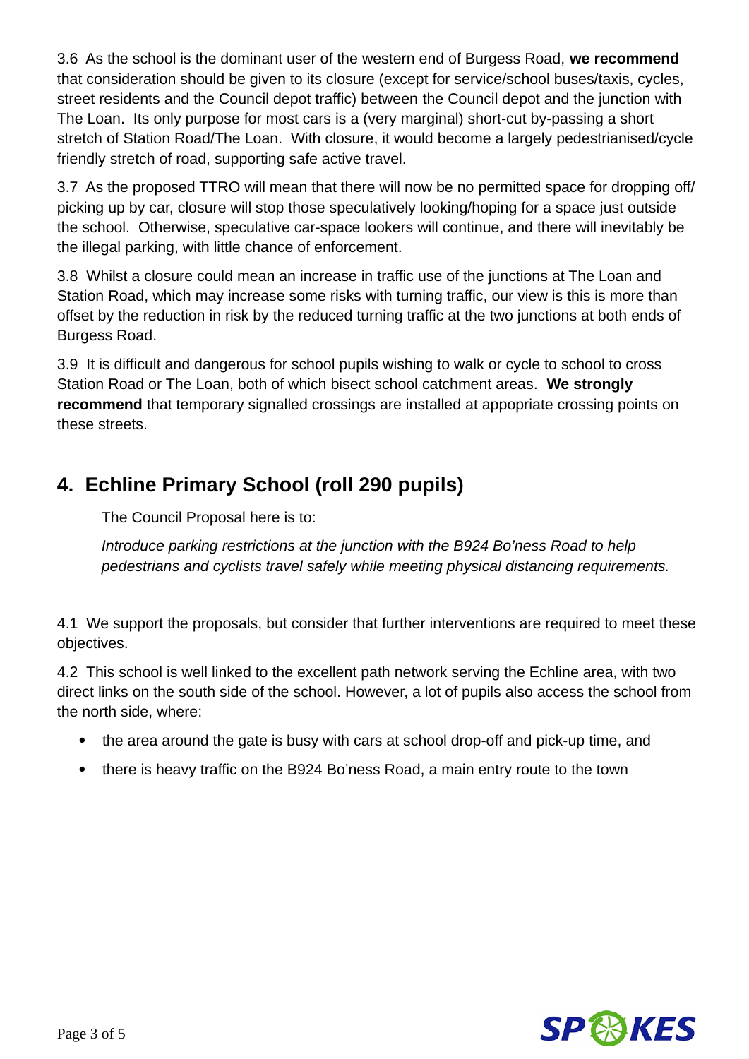3.6 As the school is the dominant user of the western end of Burgess Road, **we recommend** that consideration should be given to its closure (except for service/school buses/taxis, cycles, street residents and the Council depot traffic) between the Council depot and the junction with The Loan. Its only purpose for most cars is a (very marginal) short-cut by-passing a short stretch of Station Road/The Loan. With closure, it would become a largely pedestrianised/cycle friendly stretch of road, supporting safe active travel.

3.7 As the proposed TTRO will mean that there will now be no permitted space for dropping off/ picking up by car, closure will stop those speculatively looking/hoping for a space just outside the school. Otherwise, speculative car-space lookers will continue, and there will inevitably be the illegal parking, with little chance of enforcement.

3.8 Whilst a closure could mean an increase in traffic use of the junctions at The Loan and Station Road, which may increase some risks with turning traffic, our view is this is more than offset by the reduction in risk by the reduced turning traffic at the two junctions at both ends of Burgess Road.

3.9 It is difficult and dangerous for school pupils wishing to walk or cycle to school to cross Station Road or The Loan, both of which bisect school catchment areas. **We strongly recommend** that temporary signalled crossings are installed at appropriate crossing points on these streets.

## 4. Echline Primary School (roll 290 pupils)

The Council Proposal here is to:

*Introduce parking restrictions at the junction with the B924 Bo'ness Road to help pedestrians and cyclists travel safely while meeting physical distancing requirements.*

4.1 We support the proposals, but consider that further interventions are required to meet these objectives.

4.2 This school is well linked to the excellent path network serving the Echline area, with two direct links on the south side of the school. However, a lot of pupils also access the school from the north side, where:

- the area around the gate is busy with cars at school drop-off and pick-up time, and
- there is heavy traffic on the B924 Bo'ness Road, a main entry route to the town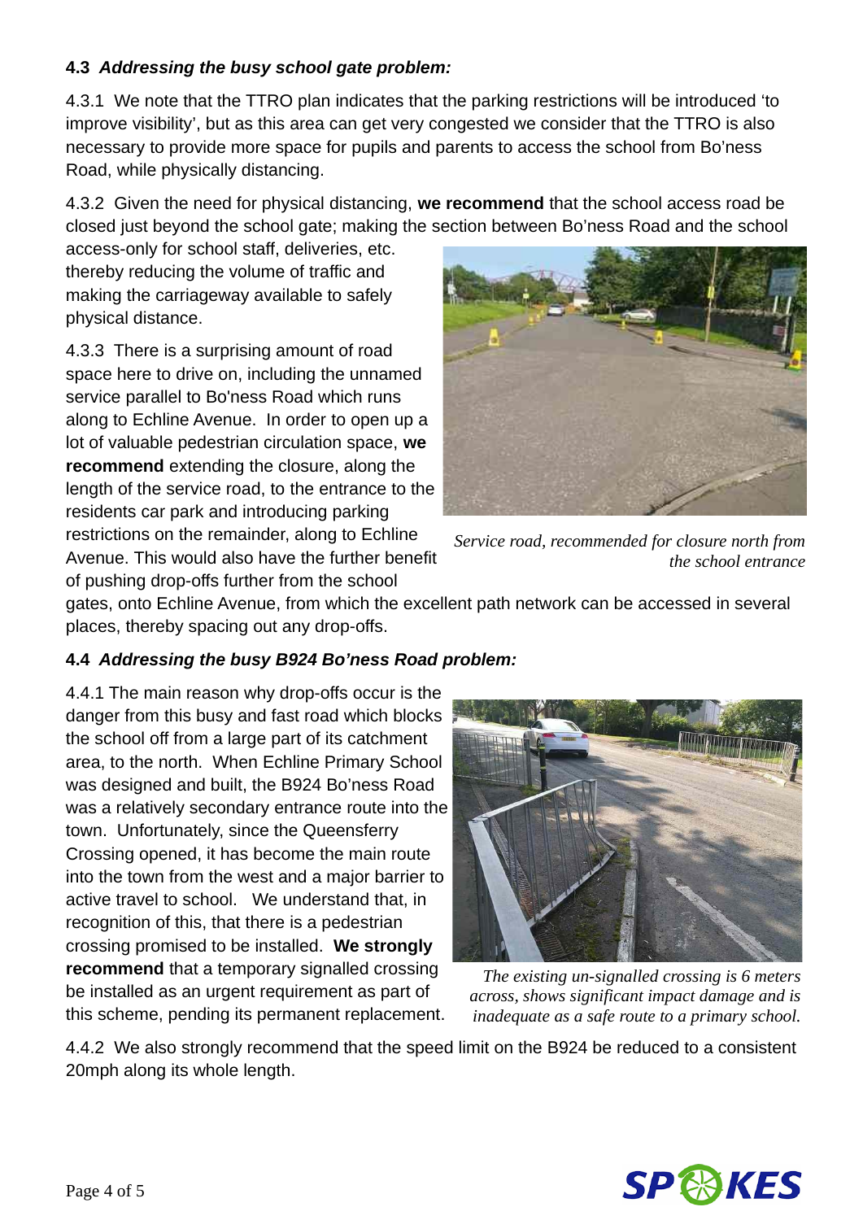### 4.3 *Addressing the busy school gate problem:*

4.3.1 We note that the TTRO plan indicates that the parking restrictions will be introduced 'to improve visibility', but as this area can get very congested we consider that the TTRO is also necessary to provide more space for pupils and parents to access the school from Bo'ness Road, while physically distancing.

4.3.2 Given the need for physical distancing, **we recommend** that the school access road be closed just beyond the school gate; making the section between Bo'ness Road and the school access-only for school staff, deliveries, etc. thereby reducing the volume of traffic and making the carriageway available to safely physical distance.

4.3.3 There is a surprising amount of road space here to drive on, including the unnamed service parallel to Bo'ness Road which runs along to Echline Avenue. In order to open up a lot of valuable pedestrian circulation space, **we recommend** extending the closure, along the length of the service road, to the entrance to the residents car park and introducing parking restrictions on the remainder, along to Echline Avenue. This would also have the further benefit of pushing drop-offs further from the school gates, onto Echline Avenue, from which the excellent path network can be accessed in several places, thereby spacing out any drop-offs.

*Service road, recommended for closure north from the school entrance*

### 4.4 *Addressing the busy B924 Bo'ness Road problem:*

4.4.1 The main reason why drop-offs occur is the danger from this busy and fast road which blocks the school off from a large part of its catchment area, to the north. When Echline Primary School was designed and built, the B924 Bo'ness Road was a relatively secondary entrance route into the town. Unfortunately, since the Queensferry Crossing opened, it has become the main route into the town from the west and a major barrier to active travel to school. We understand that, in recognition of this, that there is a pedestrian crossing promised to be installed. **We strongly recommend** that a temporary signalled crossing be installed as an urgent requirement as part of this scheme, pending its permanent replacement.

*The existing un-signalled crossing is 6 meters across, shows significant impact damage and is inadequate as a safe route to a primary school.*

4.4.2 We also strongly recommend that the speed limit on the B924 be reduced to a consistent 20mph along its whole length.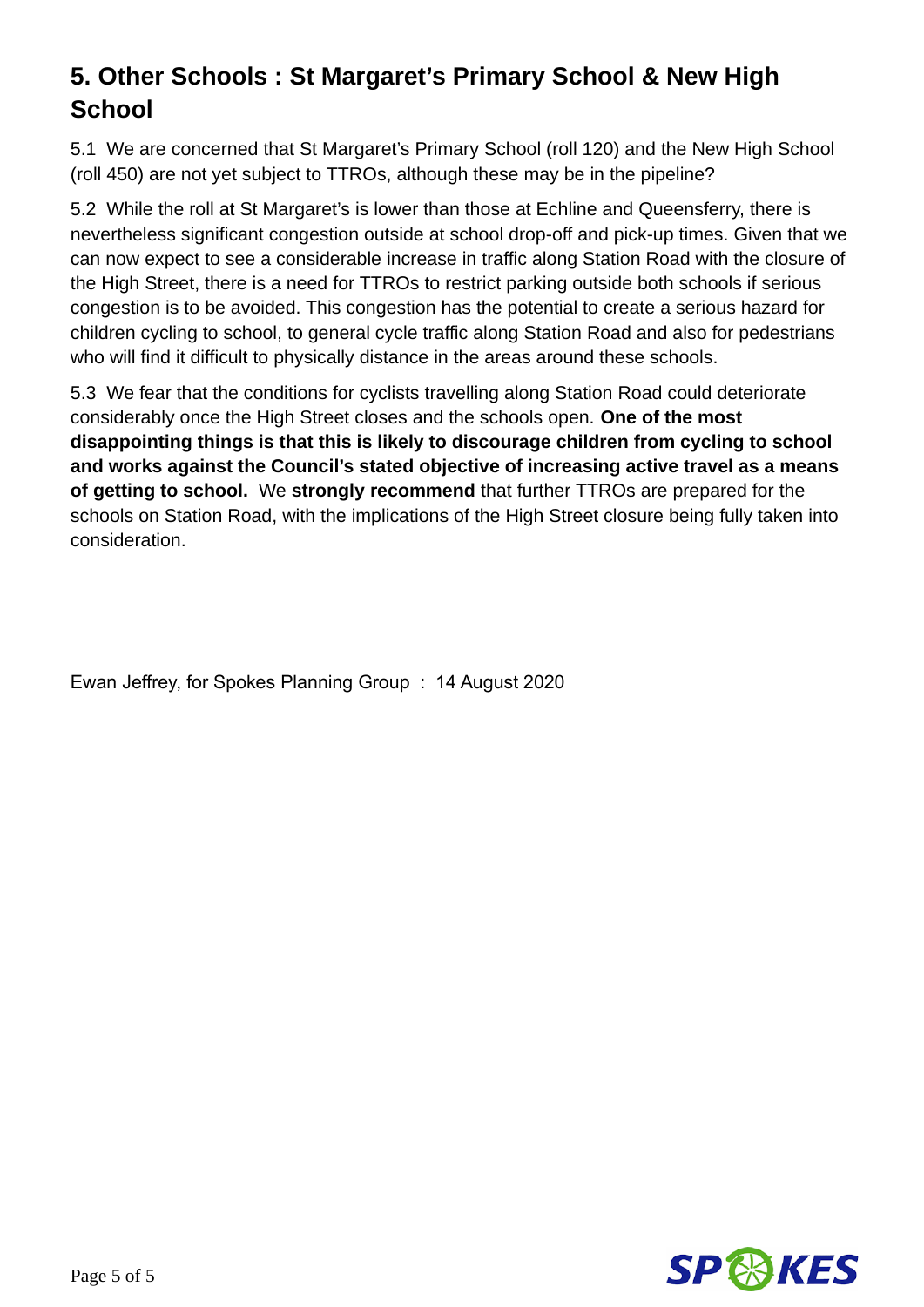## 5. Other Schools : St Margaret's Primary School & New High School

5.1 We are concerned that St Margaret's Primary School (roll 120) and the New High School (roll 450) are not yet subject to TTROs, although these may be in the pipeline?

5.2 While the roll at St Margaret's is lower than those at Echline and Queensferry, there is nevertheless significant congestion outside at school drop-off and pick-up times. Given that we can now expect to see a considerable increase in traffic along Station Road with the closure of the High Street, there is a need for TTROs to restrict parking outside both schools if serious congestion is to be avoided. This congestion has the potential to create a serious hazard for children cycling to school, to general cycle traffic along Station Road and also for pedestrians who will find it difficult to physically distance in the areas around these schools.

5.3 We fear that the conditions for cyclists travelling along Station Road could deteriorate considerably once the High Street closes and the schools open. **One of the most disappointing things is that this is likely to discourage children from cycling to school and works against the Council's stated objective of increasing active travel as a means of getting to school.** We **strongly recommend** that further TTROs are prepared for the schools on Station Road, with the implications of the High Street closure being fully taken into consideration.

Ewan Jeffrey, for Spokes Planning Group : 14 August 2020